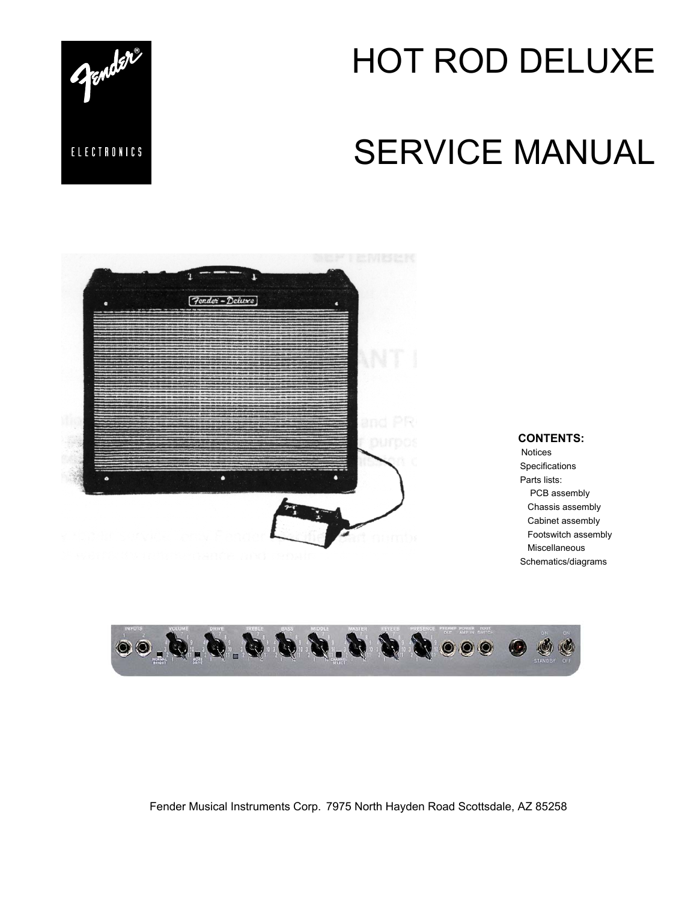# HOT ROD DELUXE

# SERVICE MANUAL

**CONTENTS:**

- Notices
- Specifications
- Parts lists:
  - PCB assembly
  - Chassis assembly
  - Cabinet assembly
  - Footswitch assembly
  - Miscellaneous
- Schematics/diagrams

Fender Musical Instruments Corp. 7975 North Hayden Road Scottsdale, AZ 85258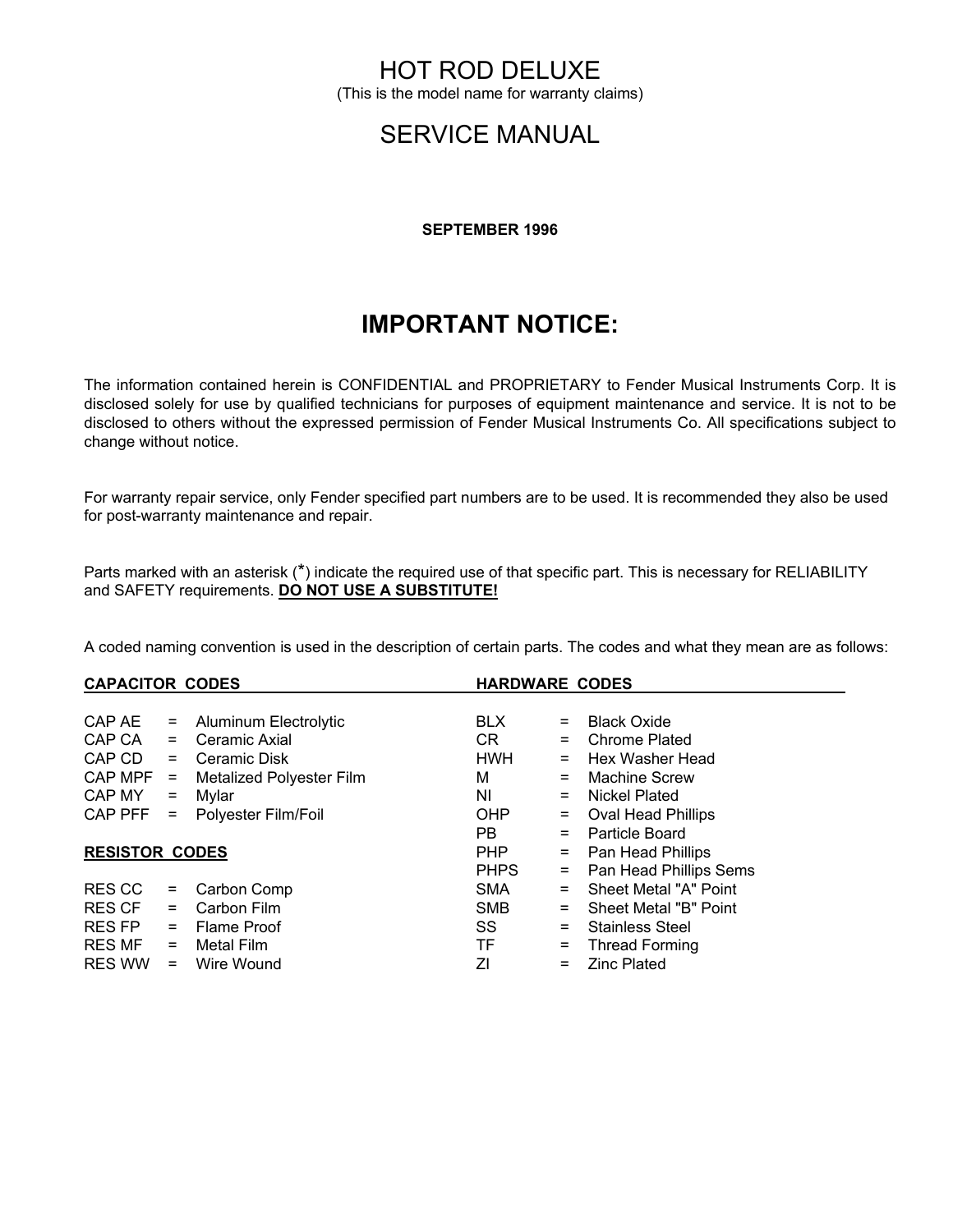# HOT ROD DELUXE

(This is the model name for warranty claims)

# SERVICE MANUAL

**SEPTEMBER 1996**

## IMPORTANT NOTICE:

The information contained herein is CONFIDENTIAL and PROPRIETARY to Fender Musical Instruments Corp. It is disclosed solely for use by qualified technicians for purposes of equipment maintenance and service. It is not to be disclosed to others without the expressed permission of Fender Musical Instruments Co. All specifications subject to change without notice.

For warranty repair service, only Fender specified part numbers are to be used. It is recommended they also be used for post-warranty maintenance and repair.

Parts marked with an asterisk (*) indicate the required use of that specific part. This is necessary for RELIABILITY and SAFETY requirements. **DO NOT USE A SUBSTITUTE!**

A coded naming convention is used in the description of certain parts. The codes and what they mean are as follows:

**CAPACITOR CODES**

| Code | | Meaning |
|---|---|---|
| CAP AE | = | Aluminum Electrolytic |
| CAP CA | = | Ceramic Axial |
| CAP CD | = | Ceramic Disk |
| CAP MPF | = | Metalized Polyester Film |
| CAP MY | = | Mylar |
| CAP PFF | = | Polyester Film/Foil |

**RESISTOR CODES**

| Code | | Meaning |
|---|---|---|
| RES CC | = | Carbon Comp |
| RES CF | = | Carbon Film |
| RES FP | = | Flame Proof |
| RES MF | = | Metal Film |
| RES WW | = | Wire Wound |

**HARDWARE CODES**

| Code | | Meaning |
|---|---|---|
| BLX | = | Black Oxide |
| CR | = | Chrome Plated |
| HWH | = | Hex Washer Head |
| M | = | Machine Screw |
| NI | = | Nickel Plated |
| OHP | = | Oval Head Phillips |
| PB | = | Particle Board |
| PHP | = | Pan Head Phillips |
| PHPS | = | Pan Head Phillips Sems |
| SMA | = | Sheet Metal "A" Point |
| SMB | = | Sheet Metal "B" Point |
| SS | = | Stainless Steel |
| TF | = | Thread Forming |
| ZI | = | Zinc Plated |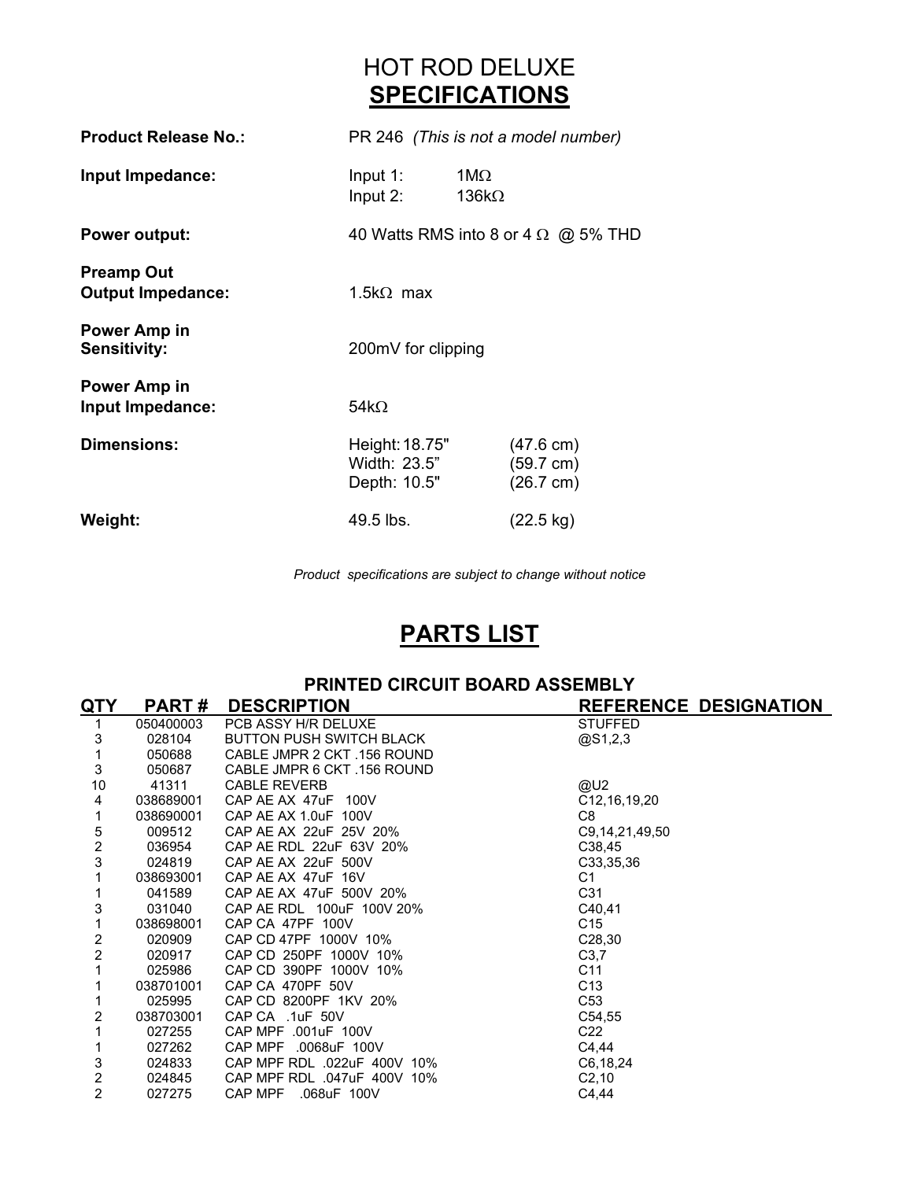# HOT ROD DELUXE
## SPECIFICATIONS

| | | |
|---|---|---|
| **Product Release No.:** | PR 246 *(This is not a model number)* | |
| **Input Impedance:** | Input 1: 1MΩ<br>Input 2: 136kΩ | |
| **Power output:** | 40 Watts RMS into 8 or 4 Ω @ 5% THD | |
| **Preamp Out Output Impedance:** | 1.5kΩ max | |
| **Power Amp in Sensitivity:** | 200mV for clipping | |
| **Power Amp in Input Impedance:** | 54kΩ | |
| **Dimensions:** | Height: 18.75"<br>Width: 23.5”<br>Depth: 10.5" | (47.6 cm)<br>(59.7 cm)<br>(26.7 cm) |
| **Weight:** | 49.5 lbs. | (22.5 kg) |

*Product specifications are subject to change without notice*

## PARTS LIST

### PRINTED CIRCUIT BOARD ASSEMBLY

| QTY | PART # | DESCRIPTION | REFERENCE DESIGNATION |
|---|---|---|---|
| 1 | 050400003 | PCB ASSY H/R DELUXE | STUFFED |
| 3 | 028104 | BUTTON PUSH SWITCH BLACK | @S1,2,3 |
| 1 | 050688 | CABLE JMPR 2 CKT .156 ROUND | |
| 3 | 050687 | CABLE JMPR 6 CKT .156 ROUND | |
| 10 | 41311 | CABLE REVERB | @U2 |
| 4 | 038689001 | CAP AE AX 47uF 100V | C12,16,19,20 |
| 1 | 038690001 | CAP AE AX 1.0uF 100V | C8 |
| 5 | 009512 | CAP AE AX 22uF 25V 20% | C9,14,21,49,50 |
| 2 | 036954 | CAP AE RDL 22uF 63V 20% | C38,45 |
| 3 | 024819 | CAP AE AX 22uF 500V | C33,35,36 |
| 1 | 038693001 | CAP AE AX 47uF 16V | C1 |
| 1 | 041589 | CAP AE AX 47uF 500V 20% | C31 |
| 3 | 031040 | CAP AE RDL 100uF 100V 20% | C40,41 |
| 1 | 038698001 | CAP CA 47PF 100V | C15 |
| 2 | 020909 | CAP CD 47PF 1000V 10% | C28,30 |
| 2 | 020917 | CAP CD 250PF 1000V 10% | C3,7 |
| 1 | 025986 | CAP CD 390PF 1000V 10% | C11 |
| 1 | 038701001 | CAP CA 470PF 50V | C13 |
| 1 | 025995 | CAP CD 8200PF 1KV 20% | C53 |
| 2 | 038703001 | CAP CA .1uF 50V | C54,55 |
| 1 | 027255 | CAP MPF .001uF 100V | C22 |
| 1 | 027262 | CAP MPF .0068uF 100V | C4,44 |
| 3 | 024833 | CAP MPF RDL .022uF 400V 10% | C6,18,24 |
| 2 | 024845 | CAP MPF RDL .047uF 400V 10% | C2,10 |
| 2 | 027275 | CAP MPF .068uF 100V | C4,44 |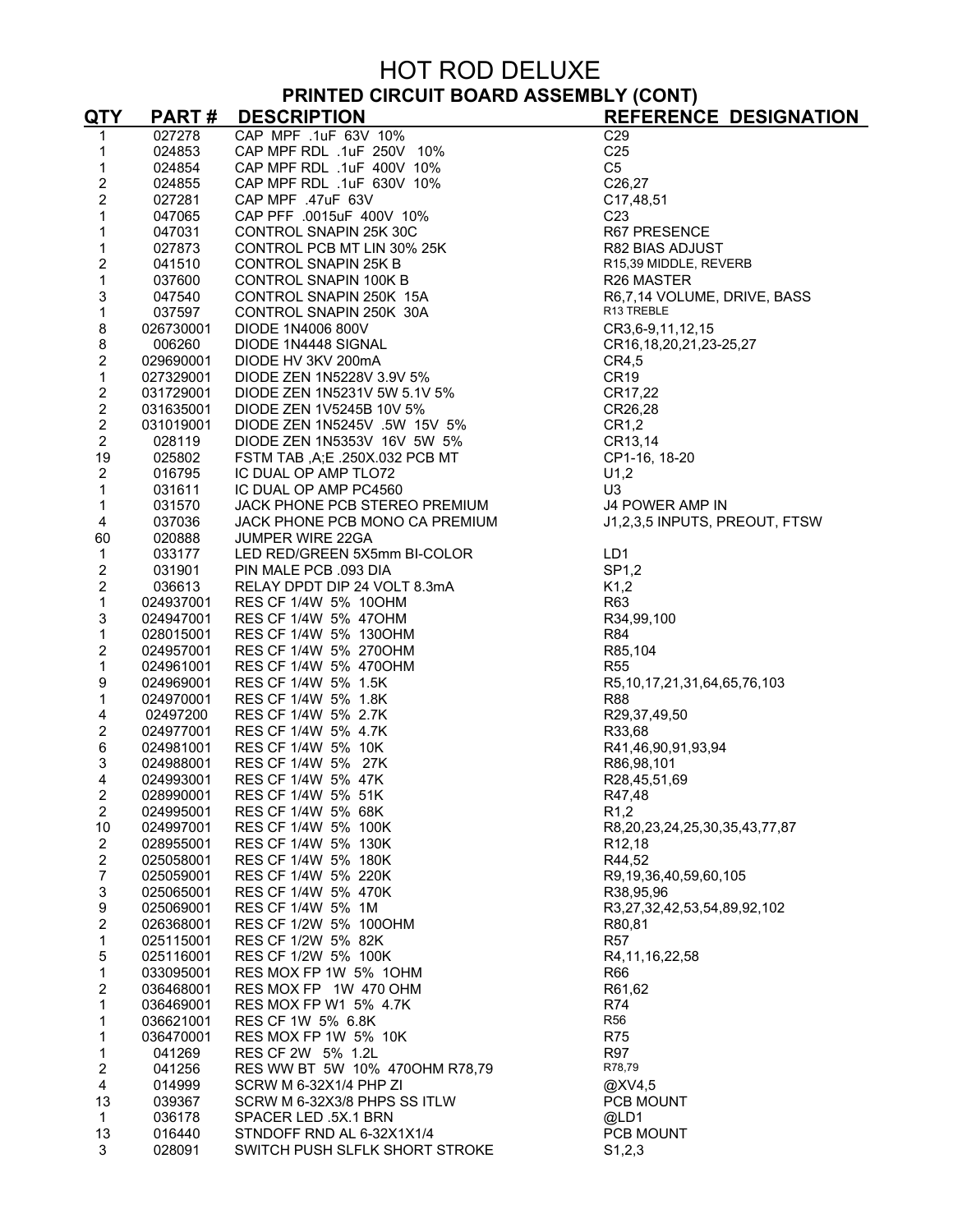# HOT ROD DELUXE

## PRINTED CIRCUIT BOARD ASSEMBLY (CONT)

| QTY | PART # | DESCRIPTION | REFERENCE DESIGNATION |
|---|---|---|---|
| 1 | 027278 | CAP MPF .1uF 63V 10% | C29 |
| 1 | 024853 | CAP MPF RDL .1uF 250V 10% | C25 |
| 1 | 024854 | CAP MPF RDL .1uF 400V 10% | C5 |
| 2 | 024855 | CAP MPF RDL .1uF 630V 10% | C26,27 |
| 2 | 027281 | CAP MPF .47uF 63V | C17,48,51 |
| 1 | 047065 | CAP PFF .0015uF 400V 10% | C23 |
| 1 | 047031 | CONTROL SNAPIN 25K 30C | R67 PRESENCE |
| 1 | 027873 | CONTROL PCB MT LIN 30% 25K | R82 BIAS ADJUST |
| 2 | 041510 | CONTROL SNAPIN 25K B | R15,39 MIDDLE, REVERB |
| 1 | 037600 | CONTROL SNAPIN 100K B | R26 MASTER |
| 3 | 047540 | CONTROL SNAPIN 250K 15A | R6,7,14 VOLUME, DRIVE, BASS |
| 1 | 037597 | CONTROL SNAPIN 250K 30A | R13 TREBLE |
| 8 | 026730001 | DIODE 1N4006 800V | CR3,6-9,11,12,15 |
| 8 | 006260 | DIODE 1N4448 SIGNAL | CR16,18,20,21,23-25,27 |
| 2 | 029690001 | DIODE HV 3KV 200mA | CR4,5 |
| 1 | 027329001 | DIODE ZEN 1N5228V 3.9V 5% | CR19 |
| 2 | 031729001 | DIODE ZEN 1N5231V 5W 5.1V 5% | CR17,22 |
| 2 | 031635001 | DIODE ZEN 1V5245B 10V 5% | CR26,28 |
| 2 | 031019001 | DIODE ZEN 1N5245V .5W 15V 5% | CR1,2 |
| 2 | 028119 | DIODE ZEN 1N5353V 16V 5W 5% | CR13,14 |
| 19 | 025802 | FSTM TAB ,A;E .250X.032 PCB MT | CP1-16, 18-20 |
| 2 | 016795 | IC DUAL OP AMP TLO72 | U1,2 |
| 1 | 031611 | IC DUAL OP AMP PC4560 | U3 |
| 1 | 031570 | JACK PHONE PCB STEREO PREMIUM | J4 POWER AMP IN |
| 4 | 037036 | JACK PHONE PCB MONO CA PREMIUM | J1,2,3,5 INPUTS, PREOUT, FTSW |
| 60 | 020888 | JUMPER WIRE 22GA | |
| 1 | 033177 | LED RED/GREEN 5X5mm BI-COLOR | LD1 |
| 2 | 031901 | PIN MALE PCB .093 DIA | SP1,2 |
| 2 | 036613 | RELAY DPDT DIP 24 VOLT 8.3mA | K1,2 |
| 1 | 024937001 | RES CF 1/4W 5% 10OHM | R63 |
| 3 | 024947001 | RES CF 1/4W 5% 47OHM | R34,99,100 |
| 1 | 028015001 | RES CF 1/4W 5% 130OHM | R84 |
| 2 | 024957001 | RES CF 1/4W 5% 270OHM | R85,104 |
| 1 | 024961001 | RES CF 1/4W 5% 470OHM | R55 |
| 9 | 024969001 | RES CF 1/4W 5% 1.5K | R5,10,17,21,31,64,65,76,103 |
| 1 | 024970001 | RES CF 1/4W 5% 1.8K | R88 |
| 4 | 02497200 | RES CF 1/4W 5% 2.7K | R29,37,49,50 |
| 2 | 024977001 | RES CF 1/4W 5% 4.7K | R33,68 |
| 6 | 024981001 | RES CF 1/4W 5% 10K | R41,46,90,91,93,94 |
| 3 | 024988001 | RES CF 1/4W 5% 27K | R86,98,101 |
| 4 | 024993001 | RES CF 1/4W 5% 47K | R28,45,51,69 |
| 2 | 028990001 | RES CF 1/4W 5% 51K | R47,48 |
| 2 | 024995001 | RES CF 1/4W 5% 68K | R1,2 |
| 10 | 024997001 | RES CF 1/4W 5% 100K | R8,20,23,24,25,30,35,43,77,87 |
| 2 | 028955001 | RES CF 1/4W 5% 130K | R12,18 |
| 2 | 025058001 | RES CF 1/4W 5% 180K | R44,52 |
| 7 | 025059001 | RES CF 1/4W 5% 220K | R9,19,36,40,59,60,105 |
| 3 | 025065001 | RES CF 1/4W 5% 470K | R38,95,96 |
| 9 | 025069001 | RES CF 1/4W 5% 1M | R3,27,32,42,53,54,89,92,102 |
| 2 | 026368001 | RES CF 1/2W 5% 100OHM | R80,81 |
| 1 | 025115001 | RES CF 1/2W 5% 82K | R57 |
| 5 | 025116001 | RES CF 1/2W 5% 100K | R4,11,16,22,58 |
| 1 | 033095001 | RES MOX FP 1W 5% 1OHM | R66 |
| 2 | 036468001 | RES MOX FP 1W 470 OHM | R61,62 |
| 1 | 036469001 | RES MOX FP W1 5% 4.7K | R74 |
| 1 | 036621001 | RES CF 1W 5% 6.8K | R56 |
| 1 | 036470001 | RES MOX FP 1W 5% 10K | R75 |
| 1 | 041269 | RES CF 2W 5% 1.2L | R97 |
| 2 | 041256 | RES WW BT 5W 10% 470OHM R78,79 | R78,79 |
| 4 | 014999 | SCRW M 6-32X1/4 PHP ZI | @XV4,5 |
| 13 | 039367 | SCRW M 6-32X3/8 PHPS SS ITLW | PCB MOUNT |
| 1 | 036178 | SPACER LED .5X.1 BRN | @LD1 |
| 13 | 016440 | STNDOFF RND AL 6-32X1X1/4 | PCB MOUNT |
| 3 | 028091 | SWITCH PUSH SLFLK SHORT STROKE | S1,2,3 |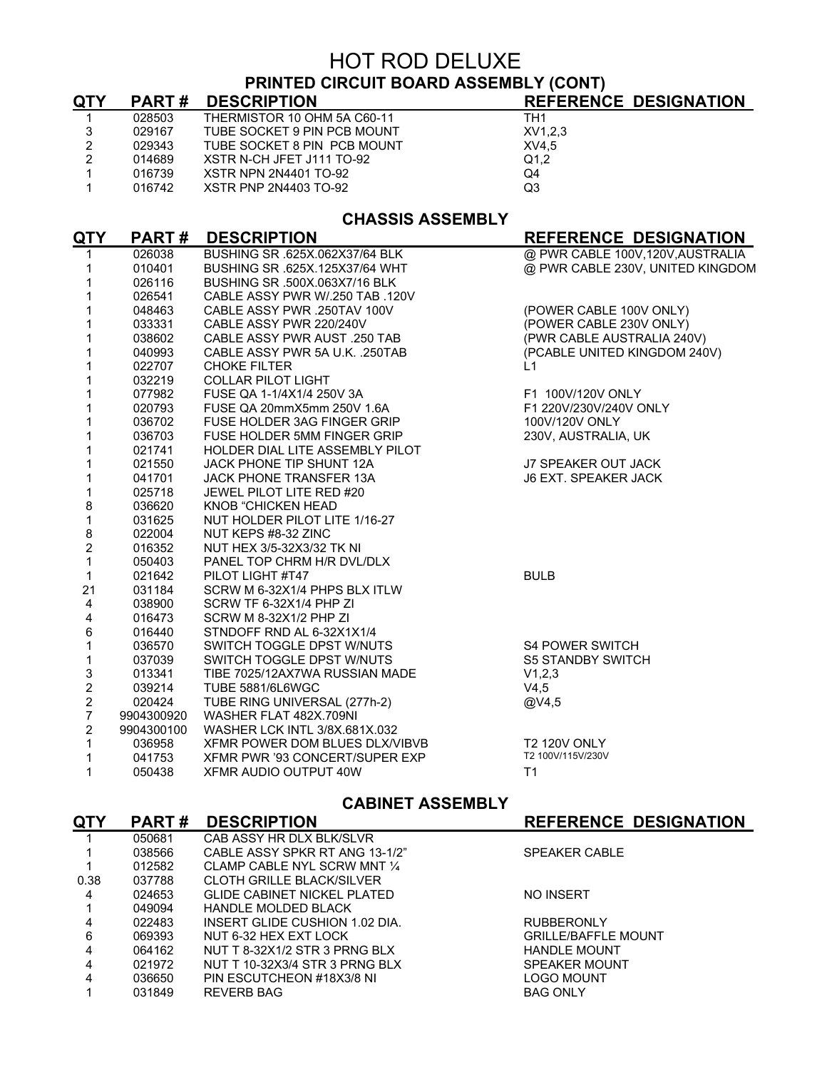# HOT ROD DELUXE

## PRINTED CIRCUIT BOARD ASSEMBLY (CONT)

| QTY | PART # | DESCRIPTION | REFERENCE DESIGNATION |
|---|---|---|---|
| 1 | 028503 | THERMISTOR 10 OHM 5A C60-11 | TH1 |
| 3 | 029167 | TUBE SOCKET 9 PIN PCB MOUNT | XV1,2,3 |
| 2 | 029343 | TUBE SOCKET 8 PIN PCB MOUNT | XV4,5 |
| 2 | 014689 | XSTR N-CH JFET J111 TO-92 | Q1,2 |
| 1 | 016739 | XSTR NPN 2N4401 TO-92 | Q4 |
| 1 | 016742 | XSTR PNP 2N4403 TO-92 | Q3 |

## CHASSIS ASSEMBLY

| QTY | PART # | DESCRIPTION | REFERENCE DESIGNATION |
|---|---|---|---|
| 1 | 026038 | BUSHING SR .625X.062X37/64 BLK | @ PWR CABLE 100V,120V,AUSTRALIA |
| 1 | 010401 | BUSHING SR .625X.125X37/64 WHT | @ PWR CABLE 230V, UNITED KINGDOM |
| 1 | 026116 | BUSHING SR .500X.063X7/16 BLK | |
| 1 | 026541 | CABLE ASSY PWR W/.250 TAB .120V | |
| 1 | 048463 | CABLE ASSY PWR .250TAV 100V | (POWER CABLE 100V ONLY) |
| 1 | 033331 | CABLE ASSY PWR 220/240V | (POWER CABLE 230V ONLY) |
| 1 | 038602 | CABLE ASSY PWR AUST .250 TAB | (PWR CABLE AUSTRALIA 240V) |
| 1 | 040993 | CABLE ASSY PWR 5A U.K. .250TAB | (PCABLE UNITED KINGDOM 240V) |
| 1 | 022707 | CHOKE FILTER | L1 |
| 1 | 032219 | COLLAR PILOT LIGHT | |
| 1 | 077982 | FUSE QA 1-1/4X1/4 250V 3A | F1 100V/120V ONLY |
| 1 | 020793 | FUSE QA 20mmX5mm 250V 1.6A | F1 220V/230V/240V ONLY |
| 1 | 036702 | FUSE HOLDER 3AG FINGER GRIP | 100V/120V ONLY |
| 1 | 036703 | FUSE HOLDER 5MM FINGER GRIP | 230V, AUSTRALIA, UK |
| 1 | 021741 | HOLDER DIAL LITE ASSEMBLY PILOT | |
| 1 | 021550 | JACK PHONE TIP SHUNT 12A | J7 SPEAKER OUT JACK |
| 1 | 041701 | JACK PHONE TRANSFER 13A | J6 EXT. SPEAKER JACK |
| 1 | 025718 | JEWEL PILOT LITE RED #20 | |
| 8 | 036620 | KNOB "CHICKEN HEAD | |
| 1 | 031625 | NUT HOLDER PILOT LITE 1/16-27 | |
| 8 | 022004 | NUT KEPS #8-32 ZINC | |
| 2 | 016352 | NUT HEX 3/5-32X3/32 TK NI | |
| 1 | 050403 | PANEL TOP CHRM H/R DVL/DLX | |
| 1 | 021642 | PILOT LIGHT #T47 | BULB |
| 21 | 031184 | SCRW M 6-32X1/4 PHPS BLX ITLW | |
| 4 | 038900 | SCRW TF 6-32X1/4 PHP ZI | |
| 4 | 016473 | SCRW M 8-32X1/2 PHP ZI | |
| 6 | 016440 | STNDOFF RND AL 6-32X1X1/4 | |
| 1 | 036570 | SWITCH TOGGLE DPST W/NUTS | S4 POWER SWITCH |
| 1 | 037039 | SWITCH TOGGLE DPST W/NUTS | S5 STANDBY SWITCH |
| 3 | 013341 | TIBE 7025/12AX7WA RUSSIAN MADE | V1,2,3 |
| 2 | 039214 | TUBE 5881/6L6WGC | V4,5 |
| 2 | 020424 | TUBE RING UNIVERSAL (277h-2) | @V4,5 |
| 7 | 9904300920 | WASHER FLAT 482X.709NI | |
| 2 | 9904300100 | WASHER LCK INTL 3/8X.681X.032 | |
| 1 | 036958 | XFMR POWER DOM BLUES DLX/VIBVB | T2 120V ONLY |
| 1 | 041753 | XFMR PWR '93 CONCERT/SUPER EXP | T2 100V/115V/230V |
| 1 | 050438 | XFMR AUDIO OUTPUT 40W | T1 |

## CABINET ASSEMBLY

| QTY | PART # | DESCRIPTION | REFERENCE DESIGNATION |
|---|---|---|---|
| 1 | 050681 | CAB ASSY HR DLX BLK/SLVR | |
| 1 | 038566 | CABLE ASSY SPKR RT ANG 13-1/2" | SPEAKER CABLE |
| 1 | 012582 | CLAMP CABLE NYL SCRW MNT ¼ | |
| 0.38 | 037788 | CLOTH GRILLE BLACK/SILVER | |
| 4 | 024653 | GLIDE CABINET NICKEL PLATED | NO INSERT |
| 1 | 049094 | HANDLE MOLDED BLACK | |
| 4 | 022483 | INSERT GLIDE CUSHION 1.02 DIA. | RUBBERONLY |
| 6 | 069393 | NUT 6-32 HEX EXT LOCK | GRILLE/BAFFLE MOUNT |
| 4 | 064162 | NUT T 8-32X1/2 STR 3 PRNG BLX | HANDLE MOUNT |
| 4 | 021972 | NUT T 10-32X3/4 STR 3 PRNG BLX | SPEAKER MOUNT |
| 4 | 036650 | PIN ESCUTCHEON #18X3/8 NI | LOGO MOUNT |
| 1 | 031849 | REVERB BAG | BAG ONLY |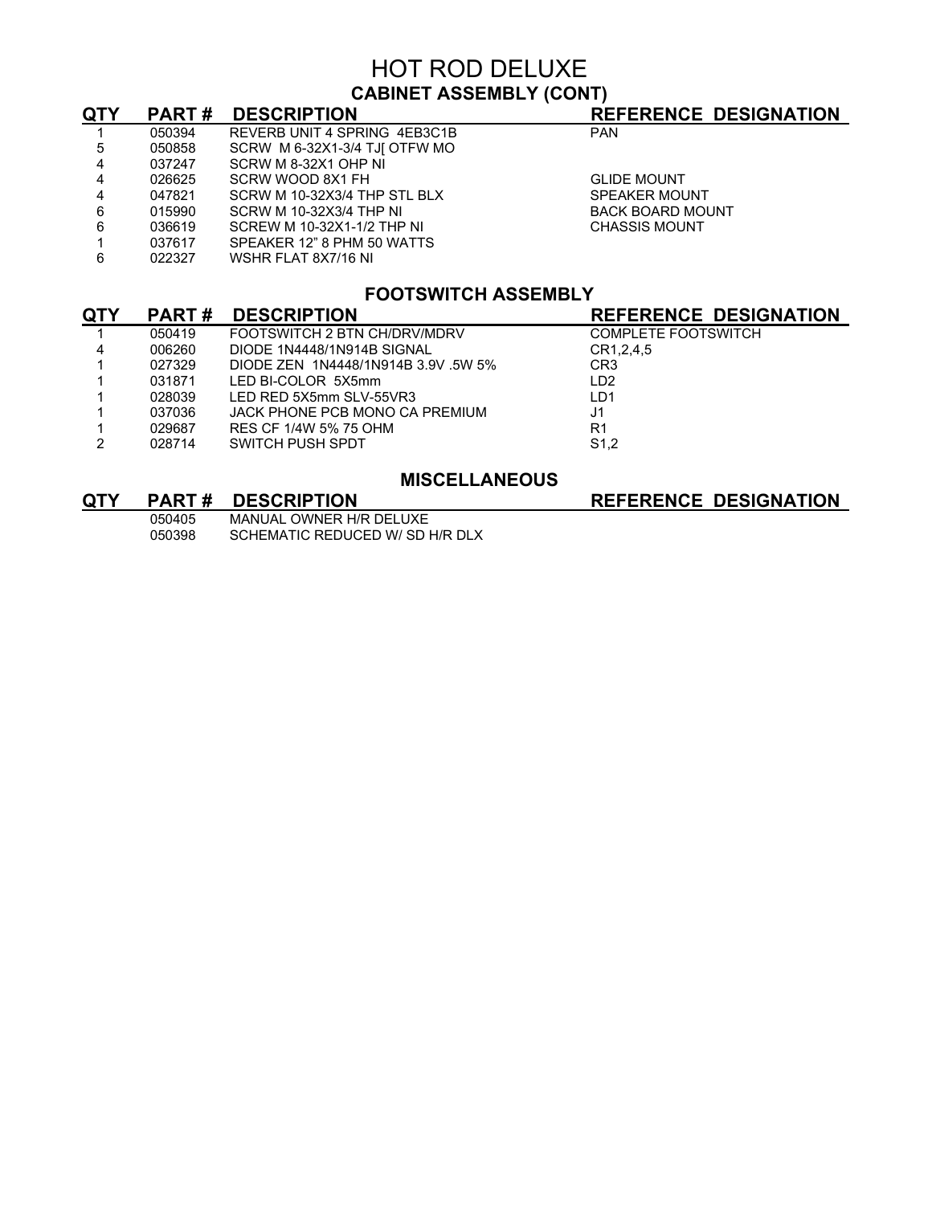# HOT ROD DELUXE

## CABINET ASSEMBLY (CONT)

| QTY | PART # | DESCRIPTION | REFERENCE DESIGNATION |
|---|---|---|---|
| 1 | 050394 | REVERB UNIT 4 SPRING 4EB3C1B | PAN |
| 5 | 050858 | SCRW M 6-32X1-3/4 TJ[ OTFW MO | |
| 4 | 037247 | SCRW M 8-32X1 OHP NI | |
| 4 | 026625 | SCRW WOOD 8X1 FH | GLIDE MOUNT |
| 4 | 047821 | SCRW M 10-32X3/4 THP STL BLX | SPEAKER MOUNT |
| 6 | 015990 | SCRW M 10-32X3/4 THP NI | BACK BOARD MOUNT |
| 6 | 036619 | SCREW M 10-32X1-1/2 THP NI | CHASSIS MOUNT |
| 1 | 037617 | SPEAKER 12" 8 PHM 50 WATTS | |
| 6 | 022327 | WSHR FLAT 8X7/16 NI | |

## FOOTSWITCH ASSEMBLY

| QTY | PART # | DESCRIPTION | REFERENCE DESIGNATION |
|---|---|---|---|
| 1 | 050419 | FOOTSWITCH 2 BTN CH/DRV/MDRV | COMPLETE FOOTSWITCH |
| 4 | 006260 | DIODE 1N4448/1N914B SIGNAL | CR1,2,4,5 |
| 1 | 027329 | DIODE ZEN 1N4448/1N914B 3.9V .5W 5% | CR3 |
| 1 | 031871 | LED BI-COLOR 5X5mm | LD2 |
| 1 | 028039 | LED RED 5X5mm SLV-55VR3 | LD1 |
| 1 | 037036 | JACK PHONE PCB MONO CA PREMIUM | J1 |
| 1 | 029687 | RES CF 1/4W 5% 75 OHM | R1 |
| 2 | 028714 | SWITCH PUSH SPDT | S1,2 |

## MISCELLANEOUS

| QTY | PART # | DESCRIPTION | REFERENCE DESIGNATION |
|---|---|---|---|
| | 050405 | MANUAL OWNER H/R DELUXE | |
| | 050398 | SCHEMATIC REDUCED W/ SD H/R DLX | |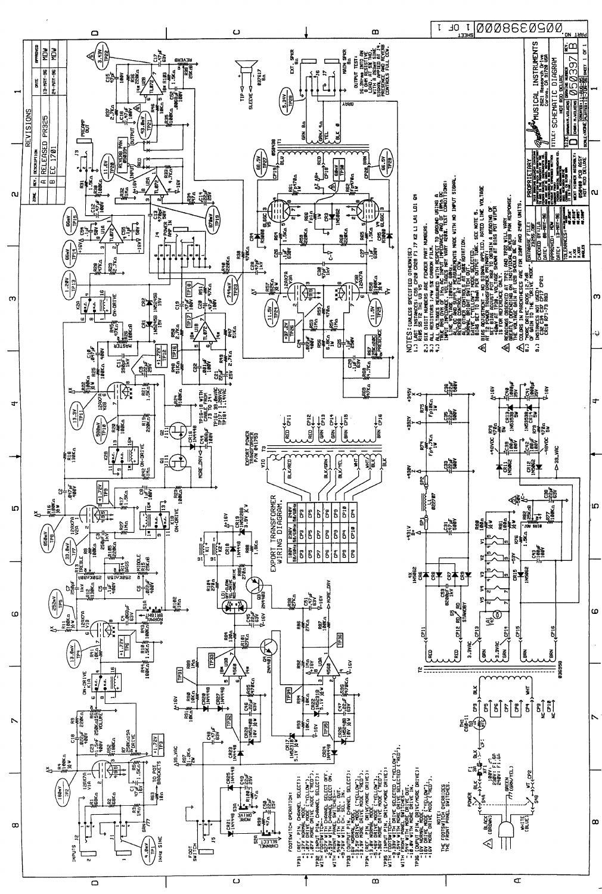# Fender Musical Instruments — Schematic Diagram, Hot Rod Deluxe

## Revisions

| ZONE | REV. | DESCRIPTION | DATE | APPROVED |
|---|---|---|---|---|
| | A | RELEASED PR325 | 13-MAY-96 | MDW |
| | B | EC 1701 | 24-MAY-96 | MDW |

## Notes

NOTES: (UNLESS SPECIFIED OTHERWISE)

1.) LAST INSTANCES: C52 CP20 CR28 F1 I7 K2 L1 LA1 LD1 Q4 R105 S5 T3 TH1 U3 V5

2.) SIX DIGIT NUMBERS ARE FENDER PART NUMBERS.

3.) ALL RESISTORS 1/4W 5% CARBON FILM.

4.) ALL VOLTAGES MEASURED WITH RESPECT TO GROUND USING A 10 MEG OHM INPUT IMPEDANCE DVM. AC INPUT LINE, RATED LINE VOLTAGE. VOLTAGES MAY VARY ±20%. TEST CONDITIONS: ALL AC AND SUPPLY MEASUREMENTS MADE WITH NO INPUT SIGNAL. ALL OTHER CONTROLS AT 50% ROTATION. DRIVE, "NORMAL" MODE SELECTED. BIAS ADJUSTED FOR 60mV. SEE NOTE 5.

5.) BIAS ADJUSTMENT: WITH NO SIGNAL APPLIED, RATED LINE VOLTAGE AT T2 POWER TRANSFORMER PRIMARY, ADJUST BIAS POT TO OBTAIN A READING OF 60mV AT TP20. VOLTAGE SHOWN AT BIAS POT WIPER.

6.) READINGS OBSERVED AT TP21 AND TP22 WILL VARY GREATLY DEPENDING ON LEVEL OF REVERB PAN RESPONSE.

7.) COLORS IN PARENTHESES ARE FOR 230V AND 240V UNITS.

8.) INSTANCES NOT USED: CR18 R71-73 R83

OUTPUT TEST: 16.3Vrms INTO AN 8Ω LOAD AT 5% THD, WITH 1kHz SINE SIGNAL APPLIED AT INPUT, WITH ALL CONTROLS FULL CCW.

## Footswitch Operation

TP31 (REF. PIN, CHANNEL SELECT):
- 1.87V NORMAL MODE ("YELLOW").
- 1.87V DRIVE MODE ("YELLOW").
- 1.87V MORE DRIVE MODE ("RED").

TP32 (INPUT PIN, CHANNEL SELECT):
- WITH FOOTSWITCH—
- 2.53V WITH CHANNEL SELECT OFF.
- 1.24V WITH CHANNEL SELECT ON.
- WITH FRONT PANEL SWITCH—
- .24V WITH CH. SEL. OUT.
- 5.87V WITH CH. SEL. IN.

TP33 (OUTPUT PIN, CHANNEL SELECT):
- -13.9V NORMAL MODE ("YELLOW").
- +13.9V DRIVE MODE ("YELLOW").
- +13.9V MORE DRIVE MODE ("RED").

TP34 (REF. PIN, DRIVE/MORE DRIVE):
- 4.36V NORMAL MODE ("YELLOW").
- 4.36V DRIVE MODE ("YELLOW").
- 4.36V MORE DRIVE MODE ("RED").

TP35 (INPUT PIN, DRIVE/MORE DRIVE):
- WITH FOOTSWITCH—
- 8.38V WITH DRIVE SELECTED ("YELLOW").
- .5V WITH MORE DRIVE SELECTED ("RED").
- WITH FRONT PANEL SWITCHES—
- 10.8V WITH MORE DRIVE OUT.
- .5V WITH MORE DRIVE IN.

TP36 (OUTPUT PIN, DRIVE/MORE DRIVE):
- -16V NORMAL MODE ("YELLOW").
- -16V DRIVE MODE ("YELLOW").
- +16V MORE DRIVE MODE ("RED").

NOTE: THE FOOTSWITCH OVERRIDES THE FRONT PANEL SWITCHES.

## Export Transformer Wiring Diagram

| 100V 50/60Hz | 230V 50Hz | 240V 50/60Hz |
|---|---|---|
| CP3 | CP3 | CP3 |
| CP5 | CP5 | CP6 |
| CP7 | CP7 | CP7 |
| CP6 | CP8 | CP8 |
| CP8 | CP9 | CP9 |
| CP4 | CP4 | CP10 |
| CP9 | CP10 | CP4 |

## Title Block

Fender MUSICAL INSTRUMENTS, Corona, CA 91720 USA

TITLE: SCHEMATIC DIAGRAM, HOT ROD DELUXE

SIZE: D — DRAWING NUMBER: 050397 — REV.: B

050400 PCB ASSY HOT ROD DELUXE

PART NO. 0050398000 — SHEET 1 OF 1

PROPRIETARY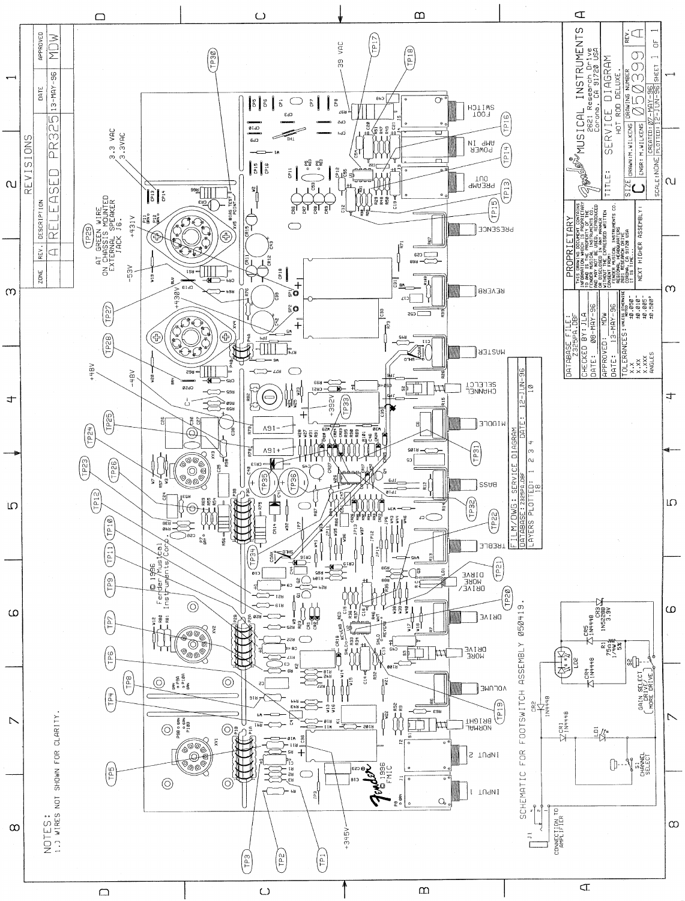NOTES:
1.) WIRES NOT SHOWN FOR CLARITY.

SCHEMATIC FOR FOOTSWITCH ASSEMBLY Ø50419.

| ZONE | REV. | DESCRIPTION | DATE | APPROVED |
|---|---|---|---|---|
| | A | RELEASED PR325 | 13-MAY-96 | MDW |

| | |
|---|---|
| FILM/DWG: | SERVICE DIAGRAM |
| DATE: | 12-JUN-96 |
| DATABASE: | Z325PA.DBF |
| LAYERS PLOTTED: | 1 2 3 4 10 18 |

DATABASE FILE: Z325PA.DBF
CHECKED BY: JLA
DATE: 08-MAY-96
APPROVED: MDW
DATE: 13-MAY-96

TOLERANCES: UNLESS OTHERWISE NOTED
X.X ±0.050"
X.XX ±0.010"
X.XXX ±0.005"
ANGLES ±0.500°

PROPRIETARY
THIS DRAWING DOCUMENT CONTAINS INFORMATION WHICH IS PROPRIETARY TO AND IS THE PROPERTY OF THE FENDER MUSICAL INSTRUMENTS CO. AND MAY NOT BE USED, REPRODUCED OR DISCLOSED IN ANY MANNER WITHOUT THE EXPRESSED WRITTEN CONSENT FROM: FENDER MUSICAL INSTRUMENTS CO. REGIONAL HEADQUARTERS 2621 RESEARCH DRIVE CORONA, CA 91720 USA IT IS TIME...

NEXT HIGHER ASSEMBLY:

Fender MUSICAL INSTRUMENTS
2621 Research Drive
Corona, CA 91720 USA

TITLE: SERVICE DIAGRAM
HOT ROD DELUXE.

SIZE C | DRAWN: M.WILKENS | DRAWING NUMBER Ø50399 | REV. A
ENGR: M.WILKENS
SCALE: NONE | CREATED: 07-MAY-96 | PLOTTED: 12-JUN-96 | SHEET 1 OF 1